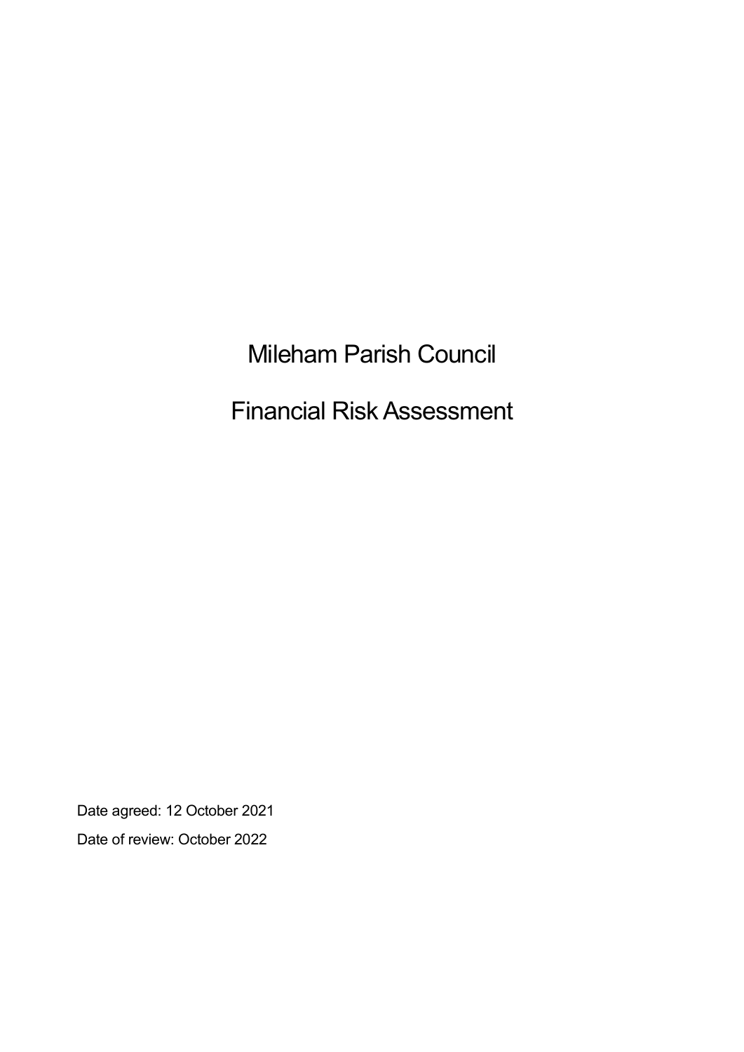# Mileham Parish Council

# Financial Risk Assessment

Date agreed: 12 October 2021

Date of review: October 2022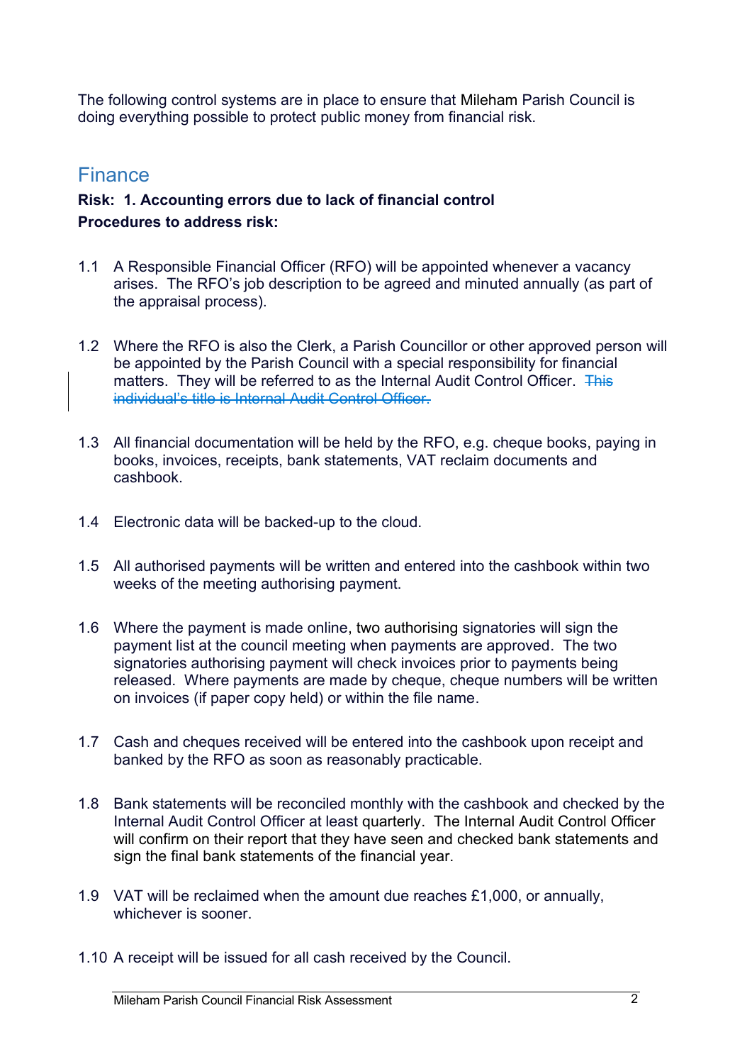The following control systems are in place to ensure that Mileham Parish Council is doing everything possible to protect public money from financial risk.

## Finance

**Risk: 1. Accounting errors due to lack of financial control**

**Procedures to address risk:**

1.1 A Responsible Financial Officer (RFO) will be appointed whenever a vacancy arises. The RFO's job description to be agreed and minuted annually (as part of the appraisal process).

1.2 Where the RFO is also the Clerk, a Parish Councillor or other approved person will be appointed by the Parish Council with a special responsibility for financial matters. They will be referred to as the Internal Audit Control Officer. ~~This individual's title is Internal Audit Control Officer.~~

1.3 All financial documentation will be held by the RFO, e.g. cheque books, paying in books, invoices, receipts, bank statements, VAT reclaim documents and cashbook.

1.4 Electronic data will be backed-up to the cloud.

1.5 All authorised payments will be written and entered into the cashbook within two weeks of the meeting authorising payment.

1.6 Where the payment is made online, two authorising signatories will sign the payment list at the council meeting when payments are approved. The two signatories authorising payment will check invoices prior to payments being released. Where payments are made by cheque, cheque numbers will be written on invoices (if paper copy held) or within the file name.

1.7 Cash and cheques received will be entered into the cashbook upon receipt and banked by the RFO as soon as reasonably practicable.

1.8 Bank statements will be reconciled monthly with the cashbook and checked by the Internal Audit Control Officer at least quarterly. The Internal Audit Control Officer will confirm on their report that they have seen and checked bank statements and sign the final bank statements of the financial year.

1.9 VAT will be reclaimed when the amount due reaches £1,000, or annually, whichever is sooner.

1.10 A receipt will be issued for all cash received by the Council.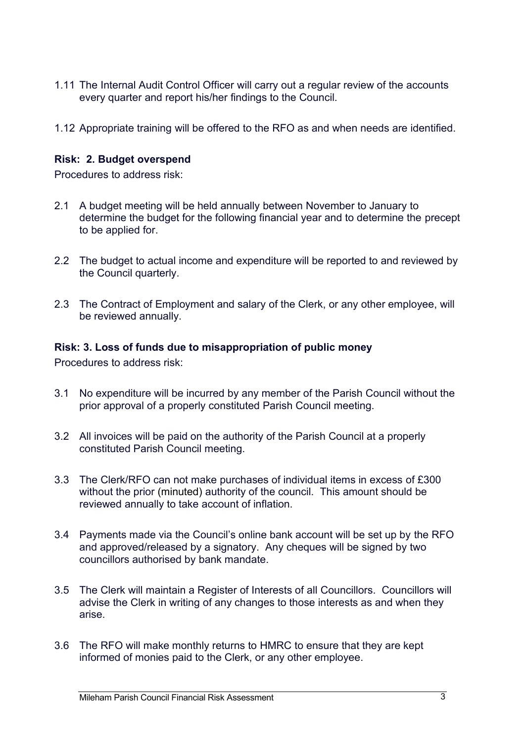1.11 The Internal Audit Control Officer will carry out a regular review of the accounts every quarter and report his/her findings to the Council.

1.12 Appropriate training will be offered to the RFO as and when needs are identified.

**Risk: 2. Budget overspend**

Procedures to address risk:

2.1 A budget meeting will be held annually between November to January to determine the budget for the following financial year and to determine the precept to be applied for.

2.2 The budget to actual income and expenditure will be reported to and reviewed by the Council quarterly.

2.3 The Contract of Employment and salary of the Clerk, or any other employee, will be reviewed annually.

**Risk: 3. Loss of funds due to misappropriation of public money**

Procedures to address risk:

3.1 No expenditure will be incurred by any member of the Parish Council without the prior approval of a properly constituted Parish Council meeting.

3.2 All invoices will be paid on the authority of the Parish Council at a properly constituted Parish Council meeting.

3.3 The Clerk/RFO can not make purchases of individual items in excess of £300 without the prior (minuted) authority of the council. This amount should be reviewed annually to take account of inflation.

3.4 Payments made via the Council's online bank account will be set up by the RFO and approved/released by a signatory. Any cheques will be signed by two councillors authorised by bank mandate.

3.5 The Clerk will maintain a Register of Interests of all Councillors. Councillors will advise the Clerk in writing of any changes to those interests as and when they arise.

3.6 The RFO will make monthly returns to HMRC to ensure that they are kept informed of monies paid to the Clerk, or any other employee.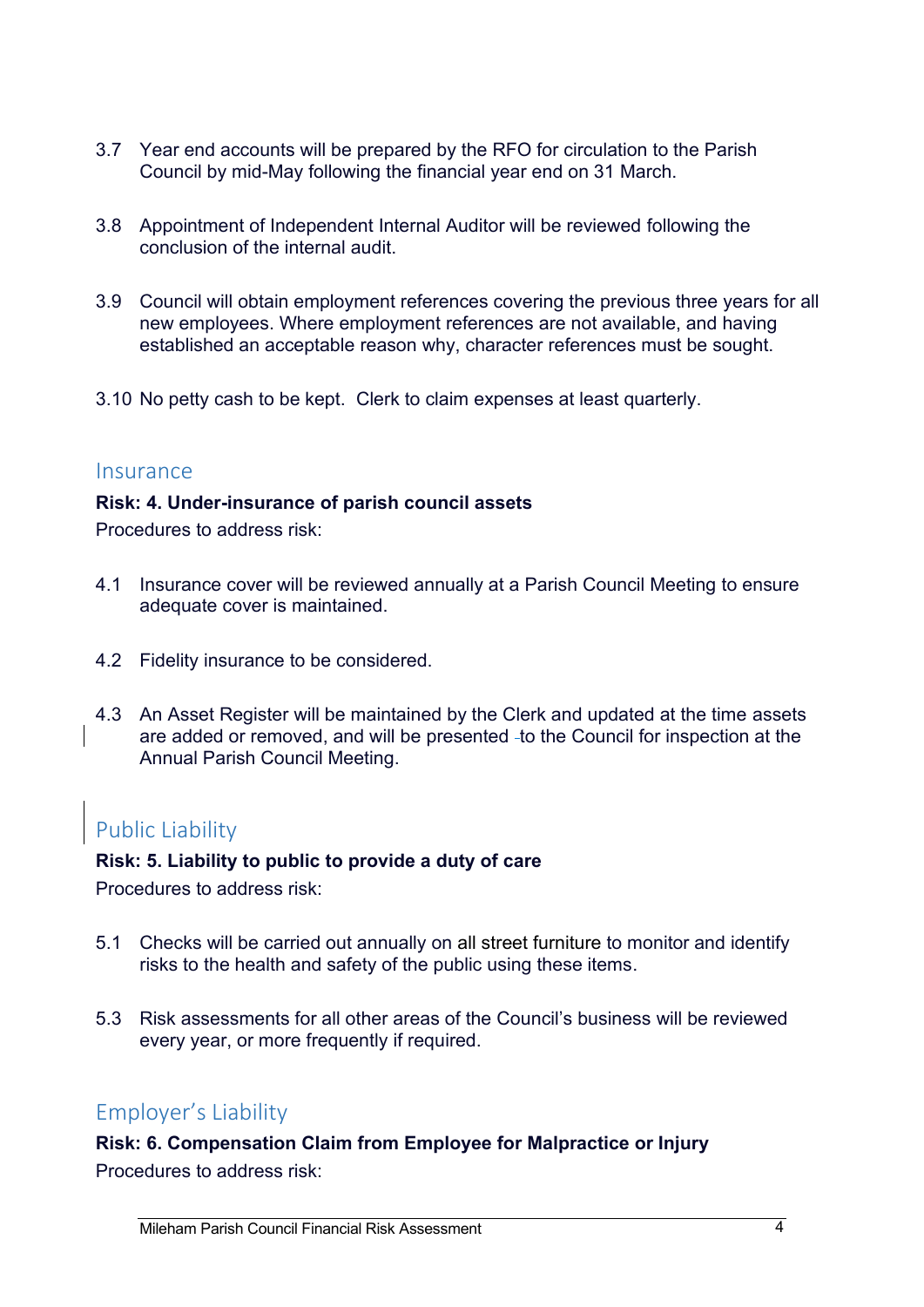3.7 Year end accounts will be prepared by the RFO for circulation to the Parish Council by mid-May following the financial year end on 31 March.

3.8 Appointment of Independent Internal Auditor will be reviewed following the conclusion of the internal audit.

3.9 Council will obtain employment references covering the previous three years for all new employees. Where employment references are not available, and having established an acceptable reason why, character references must be sought.

3.10 No petty cash to be kept. Clerk to claim expenses at least quarterly.

## Insurance

**Risk: 4. Under-insurance of parish council assets**

Procedures to address risk:

4.1 Insurance cover will be reviewed annually at a Parish Council Meeting to ensure adequate cover is maintained.

4.2 Fidelity insurance to be considered.

4.3 An Asset Register will be maintained by the Clerk and updated at the time assets are added or removed, and will be presented to the Council for inspection at the Annual Parish Council Meeting.

## Public Liability

**Risk: 5. Liability to public to provide a duty of care**

Procedures to address risk:

5.1 Checks will be carried out annually on all street furniture to monitor and identify risks to the health and safety of the public using these items.

5.3 Risk assessments for all other areas of the Council's business will be reviewed every year, or more frequently if required.

## Employer's Liability

**Risk: 6. Compensation Claim from Employee for Malpractice or Injury**

Procedures to address risk: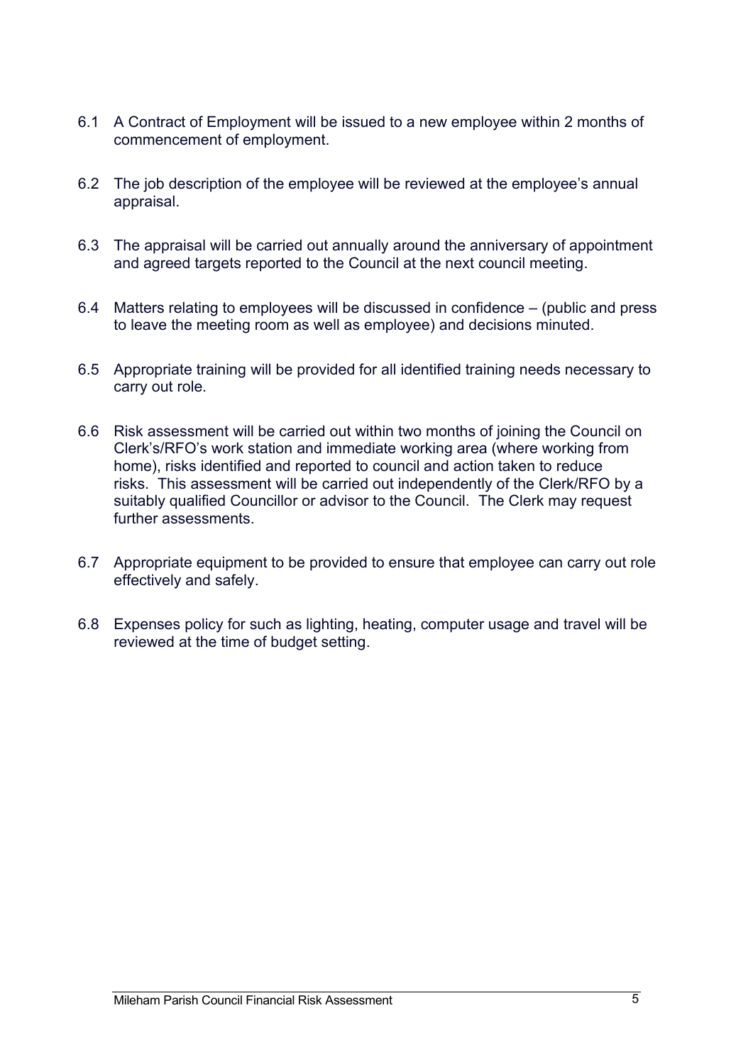6.1 A Contract of Employment will be issued to a new employee within 2 months of commencement of employment.

6.2 The job description of the employee will be reviewed at the employee's annual appraisal.

6.3 The appraisal will be carried out annually around the anniversary of appointment and agreed targets reported to the Council at the next council meeting.

6.4 Matters relating to employees will be discussed in confidence – (public and press to leave the meeting room as well as employee) and decisions minuted.

6.5 Appropriate training will be provided for all identified training needs necessary to carry out role.

6.6 Risk assessment will be carried out within two months of joining the Council on Clerk's/RFO's work station and immediate working area (where working from home), risks identified and reported to council and action taken to reduce risks. This assessment will be carried out independently of the Clerk/RFO by a suitably qualified Councillor or advisor to the Council. The Clerk may request further assessments.

6.7 Appropriate equipment to be provided to ensure that employee can carry out role effectively and safely.

6.8 Expenses policy for such as lighting, heating, computer usage and travel will be reviewed at the time of budget setting.